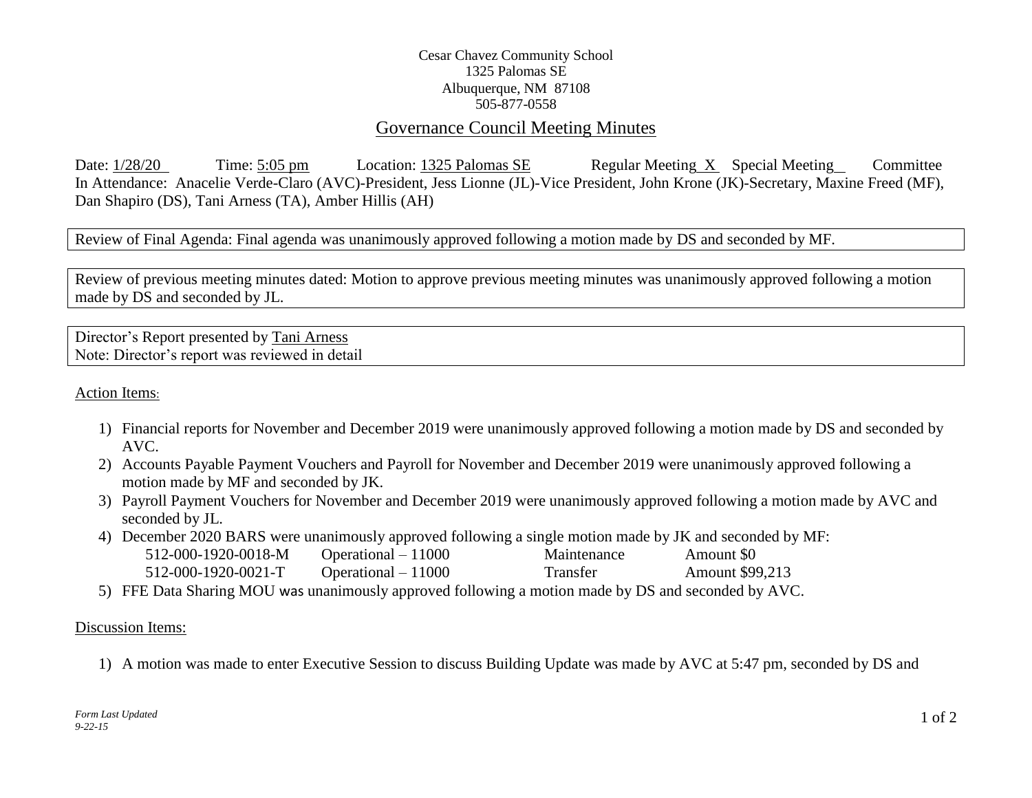Cesar Chavez Community School
1325 Palomas SE
Albuquerque, NM 87108
505-877-0558

# Governance Council Meeting Minutes

Date: 1/28/20 Time: 5:05 pm Location: 1325 Palomas SE Regular Meeting X Special Meeting Committee

In Attendance: Anacelie Verde-Claro (AVC)-President, Jess Lionne (JL)-Vice President, John Krone (JK)-Secretary, Maxine Freed (MF), Dan Shapiro (DS), Tani Arness (TA), Amber Hillis (AH)

Review of Final Agenda: Final agenda was unanimously approved following a motion made by DS and seconded by MF.

Review of previous meeting minutes dated: Motion to approve previous meeting minutes was unanimously approved following a motion made by DS and seconded by JL.

Director's Report presented by Tani Arness
Note: Director's report was reviewed in detail

## Action Items:

1) Financial reports for November and December 2019 were unanimously approved following a motion made by DS and seconded by AVC.
2) Accounts Payable Payment Vouchers and Payroll for November and December 2019 were unanimously approved following a motion made by MF and seconded by JK.
3) Payroll Payment Vouchers for November and December 2019 were unanimously approved following a motion made by AVC and seconded by JL.
4) December 2020 BARS were unanimously approved following a single motion made by JK and seconded by MF:

| | | | |
|---|---|---|---|
| 512-000-1920-0018-M | Operational – 11000 | Maintenance | Amount $0 |
| 512-000-1920-0021-T | Operational – 11000 | Transfer | Amount $99,213 |

5) FFE Data Sharing MOU was unanimously approved following a motion made by DS and seconded by AVC.

## Discussion Items:

1) A motion was made to enter Executive Session to discuss Building Update was made by AVC at 5:47 pm, seconded by DS and

*Form Last Updated 9-22-15*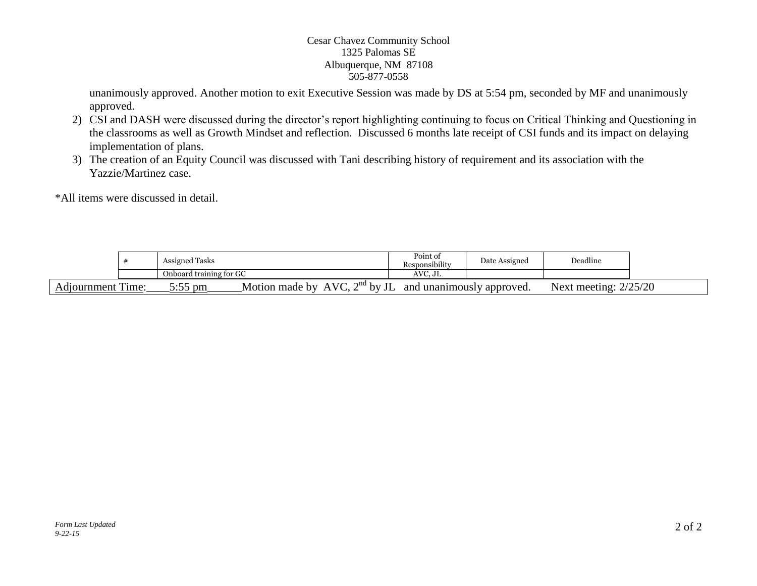unanimously approved. Another motion to exit Executive Session was made by DS at 5:54 pm, seconded by MF and unanimously approved.

2) CSI and DASH were discussed during the director's report highlighting continuing to focus on Critical Thinking and Questioning in the classrooms as well as Growth Mindset and reflection. Discussed 6 months late receipt of CSI funds and its impact on delaying implementation of plans.
3) The creation of an Equity Council was discussed with Tani describing history of requirement and its association with the Yazzie/Martinez case.

*All items were discussed in detail.

| # | Assigned Tasks | Point of Responsibility | Date Assigned | Deadline |
|---|---|---|---|---|
| | Onboard training for GC | AVC, JL | | |

Adjournment Time:\_\_\_\_5:55 pm\_\_\_\_\_\_Motion made by AVC, 2nd by JL and unanimously approved. Next meeting: 2/25/20

*Form Last Updated 9-22-15*